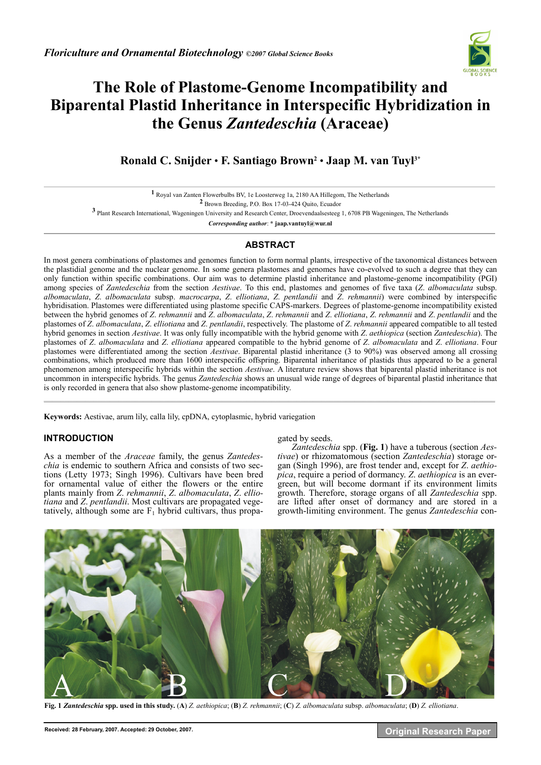# The Role of Plastome-Genome Incompatibility and Biparental Plastid Inheritance in Interspecific Hybridization in the Genus *Zantedeschia* (Araceae)

**Ronald C. Snijder • F. Santiago Brown[2] • Jaap M. van Tuyl[3*]**

[1] Royal van Zanten Flowerbulbs BV, 1e Loosterweg 1a, 2180 AA Hillegom, The Netherlands
[2] Brown Breeding, P.O. Box 17-03-424 Quito, Ecuador
[3] Plant Research International, Wageningen University and Research Center, Droevendaalsesteeg 1, 6708 PB Wageningen, The Netherlands

*Corresponding author*: * **jaap.vantuyl@wur.nl**

## ABSTRACT

In most genera combinations of plastomes and genomes function to form normal plants, irrespective of the taxonomical distances between the plastidial genome and the nuclear genome. In some genera plastomes and genomes have co-evolved to such a degree that they can only function within specific combinations. Our aim was to determine plastid inheritance and plastome-genome incompatibility (PGI) among species of *Zantedeschia* from the section *Aestivae*. To this end, plastomes and genomes of five taxa (*Z. albomaculata* subsp. *albomaculata*, *Z. albomaculata* subsp. *macrocarpa*, *Z. elliotiana*, *Z. pentlandii* and *Z. rehmannii*) were combined by interspecific hybridisation. Plastomes were differentiated using plastome specific CAPS-markers. Degrees of plastome-genome incompatibility existed between the hybrid genomes of *Z. rehmannii* and *Z. albomaculata*, *Z. rehmannii* and *Z. elliotiana*, *Z. rehmannii* and *Z. pentlandii* and the plastomes of *Z. albomaculata*, *Z. elliotiana* and *Z. pentlandii*, respectively. The plastome of *Z. rehmannii* appeared compatible to all tested hybrid genomes in section *Aestivae*. It was only fully incompatible with the hybrid genome with *Z. aethiopica* (section *Zantedeschia*). The plastomes of *Z. albomaculata* and *Z. elliotiana* appeared compatible to the hybrid genome of *Z. albomaculata* and *Z. elliotiana*. Four plastomes were differentiated among the section *Aestivae*. Biparental plastid inheritance (3 to 90%) was observed among all crossing combinations, which produced more than 1600 interspecific offspring. Biparental inheritance of plastids thus appeared to be a general phenomenon among interspecific hybrids within the section *Aestivae*. A literature review shows that biparental plastid inheritance is not uncommon in interspecific hybrids. The genus *Zantedeschia* shows an unusual wide range of degrees of biparental plastid inheritance that is only recorded in genera that also show plastome-genome incompatibility.

**Keywords:** Aestivae, arum lily, calla lily, cpDNA, cytoplasmic, hybrid variegation

## INTRODUCTION

As a member of the *Araceae* family, the genus *Zantedeschia* is endemic to southern Africa and consists of two sections (Letty 1973; Singh 1996). Cultivars have been bred for ornamental value of either the flowers or the entire plants mainly from *Z. rehmannii*, *Z. albomaculata*, *Z. elliotiana* and *Z. pentlandii*. Most cultivars are propagated vegetatively, although some are $F_1$ hybrid cultivars, thus propagated by seeds.

*Zantedeschia* spp. (**Fig. 1**) have a tuberous (section *Aestivae*) or rhizomatous (section *Zantedeschia*) storage organ (Singh 1996), are frost tender and, except for *Z. aethiopica*, require a period of dormancy. *Z. aethiopica* is an evergreen, but will become dormant if its environment limits growth. Therefore, storage organs of all *Zantedeschia* spp. are lifted after onset of dormancy and are stored in a growth-limiting environment. The genus *Zantedeschia* con-

**Fig. 1** ***Zantedeschia* spp. used in this study.** (**A**) *Z. aethiopica*; (**B**) *Z. rehmannii*; (**C**) *Z. albomaculata* subsp. *albomaculata*; (**D**) *Z. elliotiana*.

**Received: 28 February, 2007. Accepted: 29 October, 2007.**

**Original Research Paper**